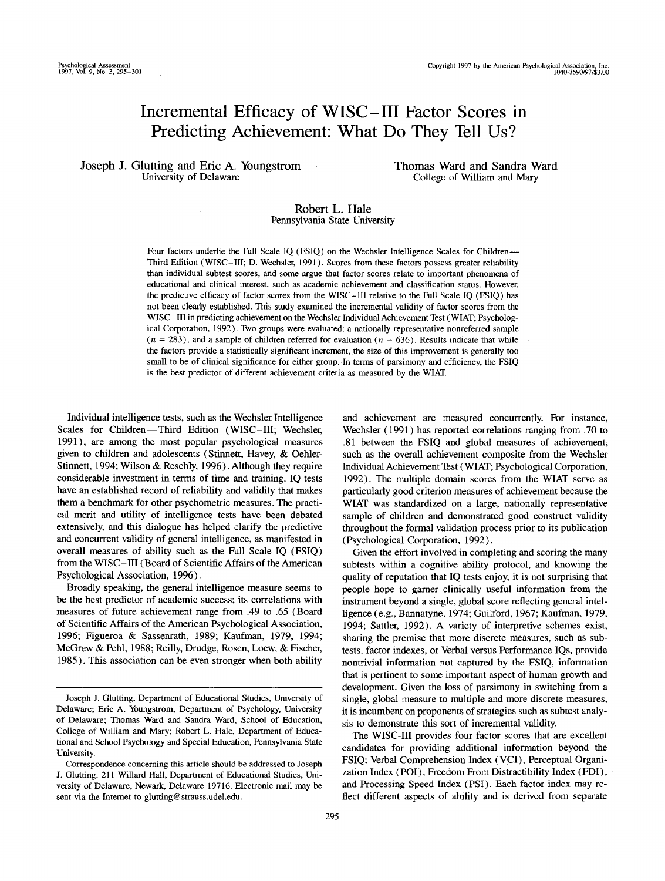# Incremental Efficacy of WISC–III Factor Scores in Predicting Achievement: What Do They Tell Us?

Joseph J. Glutting and Eric A. Youngstrom
University of Delaware

Thomas Ward and Sandra Ward
College of William and Mary

Robert L. Hale
Pennsylvania State University

Four factors underlie the Full Scale IQ (FSIQ) on the Wechsler Intelligence Scales for Children—Third Edition (WISC–III; D. Wechsler, 1991). Scores from these factors possess greater reliability than individual subtest scores, and some argue that factor scores relate to important phenomena of educational and clinical interest, such as academic achievement and classification status. However, the predictive efficacy of factor scores from the WISC–III relative to the Full Scale IQ (FSIQ) has not been clearly established. This study examined the incremental validity of factor scores from the WISC–III in predicting achievement on the Wechsler Individual Achievement Test (WIAT; Psychological Corporation, 1992). Two groups were evaluated: a nationally representative nonreferred sample ($n$ = 283), and a sample of children referred for evaluation ($n$ = 636). Results indicate that while the factors provide a statistically significant increment, the size of this improvement is generally too small to be of clinical significance for either group. In terms of parsimony and efficiency, the FSIQ is the best predictor of different achievement criteria as measured by the WIAT.

Individual intelligence tests, such as the Wechsler Intelligence Scales for Children—Third Edition (WISC–III; Wechsler, 1991), are among the most popular psychological measures given to children and adolescents (Stinnett, Havey, & Oehler-Stinnett, 1994; Wilson & Reschly, 1996). Although they require considerable investment in terms of time and training, IQ tests have an established record of reliability and validity that makes them a benchmark for other psychometric measures. The practical merit and utility of intelligence tests have been debated extensively, and this dialogue has helped clarify the predictive and concurrent validity of general intelligence, as manifested in overall measures of ability such as the Full Scale IQ (FSIQ) from the WISC–III (Board of Scientific Affairs of the American Psychological Association, 1996).

Broadly speaking, the general intelligence measure seems to be the best predictor of academic success; its correlations with measures of future achievement range from .49 to .65 (Board of Scientific Affairs of the American Psychological Association, 1996; Figueroa & Sassenrath, 1989; Kaufman, 1979, 1994; McGrew & Pehl, 1988; Reilly, Drudge, Rosen, Loew, & Fischer, 1985). This association can be even stronger when both ability and achievement are measured concurrently. For instance, Wechsler (1991) has reported correlations ranging from .70 to .81 between the FSIQ and global measures of achievement, such as the overall achievement composite from the Wechsler Individual Achievement Test (WIAT; Psychological Corporation, 1992). The multiple domain scores from the WIAT serve as particularly good criterion measures of achievement because the WIAT was standardized on a large, nationally representative sample of children and demonstrated good construct validity throughout the formal validation process prior to its publication (Psychological Corporation, 1992).

Given the effort involved in completing and scoring the many subtests within a cognitive ability protocol, and knowing the quality of reputation that IQ tests enjoy, it is not surprising that people hope to garner clinically useful information from the instrument beyond a single, global score reflecting general intelligence (e.g., Bannatyne, 1974; Guilford, 1967; Kaufman, 1979, 1994; Sattler, 1992). A variety of interpretive schemes exist, sharing the premise that more discrete measures, such as subtests, factor indexes, or Verbal versus Performance IQs, provide nontrivial information not captured by the FSIQ, information that is pertinent to some important aspect of human growth and development. Given the loss of parsimony in switching from a single, global measure to multiple and more discrete measures, it is incumbent on proponents of strategies such as subtest analysis to demonstrate this sort of incremental validity.

The WISC-III provides four factor scores that are excellent candidates for providing additional information beyond the FSIQ: Verbal Comprehension Index (VCI), Perceptual Organization Index (POI), Freedom From Distractibility Index (FDI), and Processing Speed Index (PSI). Each factor index may reflect different aspects of ability and is derived from separate

---

Joseph J. Glutting, Department of Educational Studies, University of Delaware; Eric A. Youngstrom, Department of Psychology, University of Delaware; Thomas Ward and Sandra Ward, School of Education, College of William and Mary; Robert L. Hale, Department of Educational and School Psychology and Special Education, Pennsylvania State University.

Correspondence concerning this article should be addressed to Joseph J. Glutting, 211 Willard Hall, Department of Educational Studies, University of Delaware, Newark, Delaware 19716. Electronic mail may be sent via the Internet to glutting@strauss.udel.edu.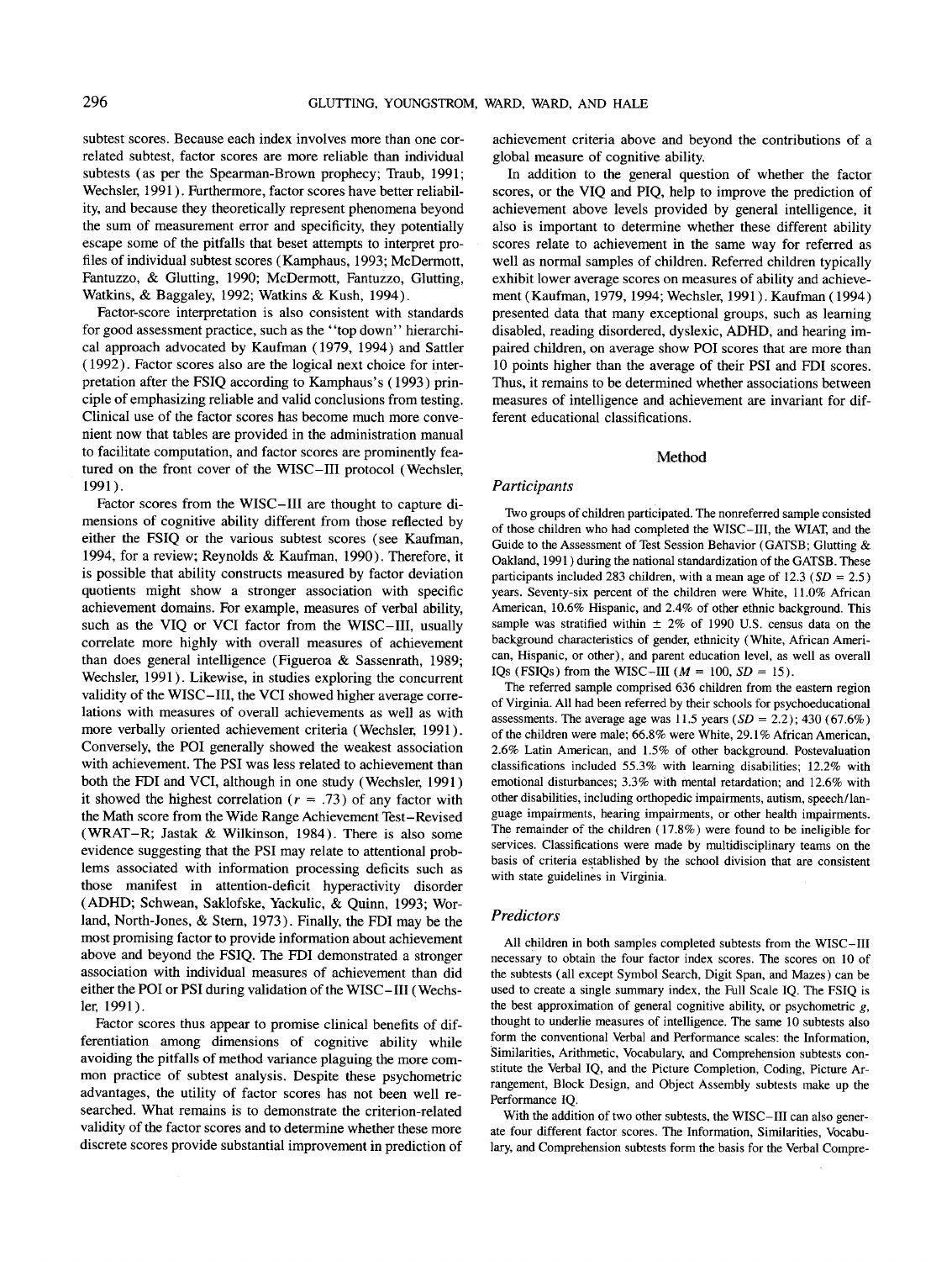subtest scores. Because each index involves more than one correlated subtest, factor scores are more reliable than individual subtests (as per the Spearman-Brown prophecy; Traub, 1991; Wechsler, 1991). Furthermore, factor scores have better reliability, and because they theoretically represent phenomena beyond the sum of measurement error and specificity, they potentially escape some of the pitfalls that beset attempts to interpret profiles of individual subtest scores (Kamphaus, 1993; McDermott, Fantuzzo, & Glutting, 1990; McDermott, Fantuzzo, Glutting, Watkins, & Baggaley, 1992; Watkins & Kush, 1994).

Factor-score interpretation is also consistent with standards for good assessment practice, such as the "top down" hierarchical approach advocated by Kaufman (1979, 1994) and Sattler (1992). Factor scores also are the logical next choice for interpretation after the FSIQ according to Kamphaus's (1993) principle of emphasizing reliable and valid conclusions from testing. Clinical use of the factor scores has become much more convenient now that tables are provided in the administration manual to facilitate computation, and factor scores are prominently featured on the front cover of the WISC–III protocol (Wechsler, 1991).

Factor scores from the WISC–III are thought to capture dimensions of cognitive ability different from those reflected by either the FSIQ or the various subtest scores (see Kaufman, 1994, for a review; Reynolds & Kaufman, 1990). Therefore, it is possible that ability constructs measured by factor deviation quotients might show a stronger association with specific achievement domains. For example, measures of verbal ability, such as the VIQ or VCI factor from the WISC–III, usually correlate more highly with overall measures of achievement than does general intelligence (Figueroa & Sassenrath, 1989; Wechsler, 1991). Likewise, in studies exploring the concurrent validity of the WISC–III, the VCI showed higher average correlations with measures of overall achievements as well as with more verbally oriented achievement criteria (Wechsler, 1991). Conversely, the POI generally showed the weakest association with achievement. The PSI was less related to achievement than both the FDI and VCI, although in one study (Wechsler, 1991) it showed the highest correlation ($r = .73$) of any factor with the Math score from the Wide Range Achievement Test–Revised (WRAT–R; Jastak & Wilkinson, 1984). There is also some evidence suggesting that the PSI may relate to attentional problems associated with information processing deficits such as those manifest in attention-deficit hyperactivity disorder (ADHD; Schwean, Saklofske, Yackulic, & Quinn, 1993; Worland, North-Jones, & Stern, 1973). Finally, the FDI may be the most promising factor to provide information about achievement above and beyond the FSIQ. The FDI demonstrated a stronger association with individual measures of achievement than did either the POI or PSI during validation of the WISC–III (Wechsler, 1991).

Factor scores thus appear to promise clinical benefits of differentiation among dimensions of cognitive ability while avoiding the pitfalls of method variance plaguing the more common practice of subtest analysis. Despite these psychometric advantages, the utility of factor scores has not been well researched. What remains is to demonstrate the criterion-related validity of the factor scores and to determine whether these more discrete scores provide substantial improvement in prediction of achievement criteria above and beyond the contributions of a global measure of cognitive ability.

In addition to the general question of whether the factor scores, or the VIQ and PIQ, help to improve the prediction of achievement above levels provided by general intelligence, it also is important to determine whether these different ability scores relate to achievement in the same way for referred as well as normal samples of children. Referred children typically exhibit lower average scores on measures of ability and achievement (Kaufman, 1979, 1994; Wechsler, 1991). Kaufman (1994) presented data that many exceptional groups, such as learning disabled, reading disordered, dyslexic, ADHD, and hearing impaired children, on average show POI scores that are more than 10 points higher than the average of their PSI and FDI scores. Thus, it remains to be determined whether associations between measures of intelligence and achievement are invariant for different educational classifications.

## Method

### Participants

Two groups of children participated. The nonreferred sample consisted of those children who had completed the WISC–III, the WIAT, and the Guide to the Assessment of Test Session Behavior (GATSB; Glutting & Oakland, 1991) during the national standardization of the GATSB. These participants included 283 children, with a mean age of 12.3 ($SD = 2.5$) years. Seventy-six percent of the children were White, 11.0% African American, 10.6% Hispanic, and 2.4% of other ethnic background. This sample was stratified within ± 2% of 1990 U.S. census data on the background characteristics of gender, ethnicity (White, African American, Hispanic, or other), and parent education level, as well as overall IQs (FSIQs) from the WISC–III ($M = 100$, $SD = 15$).

The referred sample comprised 636 children from the eastern region of Virginia. All had been referred by their schools for psychoeducational assessments. The average age was 11.5 years ($SD = 2.2$); 430 (67.6%) of the children were male; 66.8% were White, 29.1% African American, 2.6% Latin American, and 1.5% of other background. Postevaluation classifications included 55.3% with learning disabilities; 12.2% with emotional disturbances; 3.3% with mental retardation; and 12.6% with other disabilities, including orthopedic impairments, autism, speech/language impairments, hearing impairments, or other health impairments. The remainder of the children (17.8%) were found to be ineligible for services. Classifications were made by multidisciplinary teams on the basis of criteria established by the school division that are consistent with state guidelines in Virginia.

### Predictors

All children in both samples completed subtests from the WISC–III necessary to obtain the four factor index scores. The scores on 10 of the subtests (all except Symbol Search, Digit Span, and Mazes) can be used to create a single summary index, the Full Scale IQ. The FSIQ is the best approximation of general cognitive ability, or psychometric *g*, thought to underlie measures of intelligence. The same 10 subtests also form the conventional Verbal and Performance scales: the Information, Similarities, Arithmetic, Vocabulary, and Comprehension subtests constitute the Verbal IQ, and the Picture Completion, Coding, Picture Arrangement, Block Design, and Object Assembly subtests make up the Performance IQ.

With the addition of two other subtests, the WISC–III can also generate four different factor scores. The Information, Similarities, Vocabulary, and Comprehension subtests form the basis for the Verbal Compre-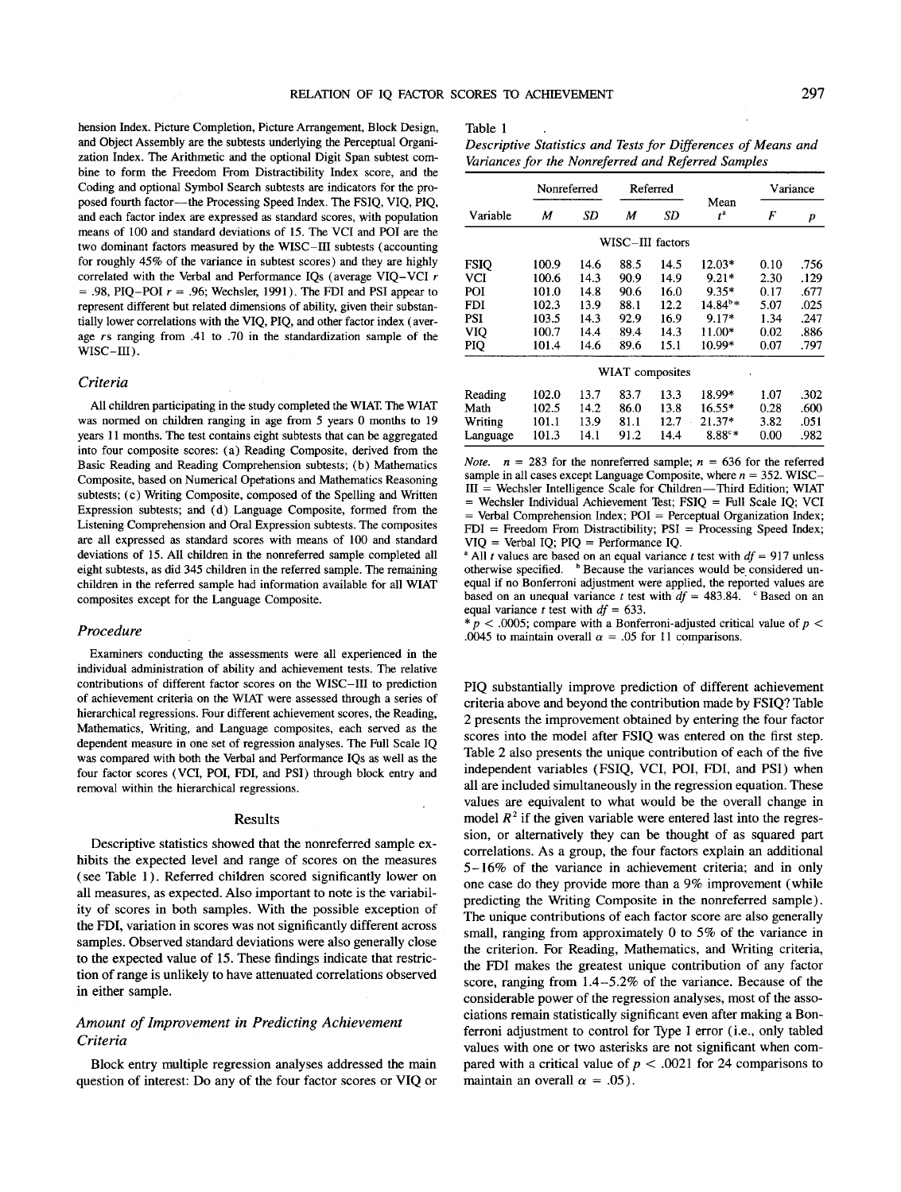hension Index. Picture Completion, Picture Arrangement, Block Design, and Object Assembly are the subtests underlying the Perceptual Organization Index. The Arithmetic and the optional Digit Span subtest combine to form the Freedom From Distractibility Index score, and the Coding and optional Symbol Search subtests are indicators for the proposed fourth factor—the Processing Speed Index. The FSIQ, VIQ, PIQ, and each factor index are expressed as standard scores, with population means of 100 and standard deviations of 15. The VCI and POI are the two dominant factors measured by the WISC–III subtests (accounting for roughly 45% of the variance in subtest scores) and they are highly correlated with the Verbal and Performance IQs (average VIQ–VCI $r$ = .98, PIQ–POI $r$ = .96; Wechsler, 1991). The FDI and PSI appear to represent different but related dimensions of ability, given their substantially lower correlations with the VIQ, PIQ, and other factor index (average $r$s ranging from .41 to .70 in the standardization sample of the WISC–III).

### Criteria

All children participating in the study completed the WIAT. The WIAT was normed on children ranging in age from 5 years 0 months to 19 years 11 months. The test contains eight subtests that can be aggregated into four composite scores: (a) Reading Composite, derived from the Basic Reading and Reading Comprehension subtests; (b) Mathematics Composite, based on Numerical Operations and Mathematics Reasoning subtests; (c) Writing Composite, composed of the Spelling and Written Expression subtests; and (d) Language Composite, formed from the Listening Comprehension and Oral Expression subtests. The composites are all expressed as standard scores with means of 100 and standard deviations of 15. All children in the nonreferred sample completed all eight subtests, as did 345 children in the referred sample. The remaining children in the referred sample had information available for all WIAT composites except for the Language Composite.

### Procedure

Examiners conducting the assessments were all experienced in the individual administration of ability and achievement tests. The relative contributions of different factor scores on the WISC–III to prediction of achievement criteria on the WIAT were assessed through a series of hierarchical regressions. Four different achievement scores, the Reading, Mathematics, Writing, and Language composites, each served as the dependent measure in one set of regression analyses. The Full Scale IQ was compared with both the Verbal and Performance IQs as well as the four factor scores (VCI, POI, FDI, and PSI) through block entry and removal within the hierarchical regressions.

## Results

Descriptive statistics showed that the nonreferred sample exhibits the expected level and range of scores on the measures (see Table 1). Referred children scored significantly lower on all measures, as expected. Also important to note is the variability of scores in both samples. With the possible exception of the FDI, variation in scores was not significantly different across samples. Observed standard deviations were also generally close to the expected value of 15. These findings indicate that restriction of range is unlikely to have attenuated correlations observed in either sample.

Table 1

*Descriptive Statistics and Tests for Differences of Means and Variances for the Nonreferred and Referred Samples*

| | Nonreferred | | Referred | | | Variance | |
|---|---|---|---|---|---|---|---|
| Variable | *M* | *SD* | *M* | *SD* | Mean $t^a$ | *F* | *p* |
| **WISC–III factors** | | | | | | | |
| FSIQ | 100.9 | 14.6 | 88.5 | 14.5 | 12.03* | 0.10 | .756 |
| VCI | 100.6 | 14.3 | 90.9 | 14.9 | 9.21* | 2.30 | .129 |
| POI | 101.0 | 14.8 | 90.6 | 16.0 | 9.35* | 0.17 | .677 |
| FDI | 102.3 | 13.9 | 88.1 | 12.2 | 14.84[b]* | 5.07 | .025 |
| PSI | 103.5 | 14.3 | 92.9 | 16.9 | 9.17* | 1.34 | .247 |
| VIQ | 100.7 | 14.4 | 89.4 | 14.3 | 11.00* | 0.02 | .886 |
| PIQ | 101.4 | 14.6 | 89.6 | 15.1 | 10.99* | 0.07 | .797 |
| **WIAT composites** | | | | | | | |
| Reading | 102.0 | 13.7 | 83.7 | 13.3 | 18.99* | 1.07 | .302 |
| Math | 102.5 | 14.2 | 86.0 | 13.8 | 16.55* | 0.28 | .600 |
| Writing | 101.1 | 13.9 | 81.1 | 12.7 | 21.37* | 3.82 | .051 |
| Language | 101.3 | 14.1 | 91.2 | 14.4 | 8.88[c]* | 0.00 | .982 |

*Note.* $n$ = 283 for the nonreferred sample; $n$ = 636 for the referred sample in all cases except Language Composite, where $n$ = 352. WISC–III = Wechsler Intelligence Scale for Children—Third Edition; WIAT = Wechsler Individual Achievement Test; FSIQ = Full Scale IQ; VCI = Verbal Comprehension Index; POI = Perceptual Organization Index; FDI = Freedom From Distractibility; PSI = Processing Speed Index; VIQ = Verbal IQ; PIQ = Performance IQ.

[a] All $t$ values are based on an equal variance $t$ test with $df$ = 917 unless otherwise specified. [b] Because the variances would be considered unequal if no Bonferroni adjustment were applied, the reported values are based on an unequal variance $t$ test with $df$ = 483.84. [c] Based on an equal variance $t$ test with $df$ = 633.

* $p < .0005$; compare with a Bonferroni-adjusted critical value of $p < .0045$ to maintain overall $\alpha = .05$ for 11 comparisons.

### Amount of Improvement in Predicting Achievement Criteria

Block entry multiple regression analyses addressed the main question of interest: Do any of the four factor scores or VIQ or PIQ substantially improve prediction of different achievement criteria above and beyond the contribution made by FSIQ? Table 2 presents the improvement obtained by entering the four factor scores into the model after FSIQ was entered on the first step. Table 2 also presents the unique contribution of each of the five independent variables (FSIQ, VCI, POI, FDI, and PSI) when all are included simultaneously in the regression equation. These values are equivalent to what would be the overall change in model $R^2$ if the given variable were entered last into the regression, or alternatively they can be thought of as squared part correlations. As a group, the four factors explain an additional 5–16% of the variance in achievement criteria; and in only one case do they provide more than a 9% improvement (while predicting the Writing Composite in the nonreferred sample). The unique contributions of each factor score are also generally small, ranging from approximately 0 to 5% of the variance in the criterion. For Reading, Mathematics, and Writing criteria, the FDI makes the greatest unique contribution of any factor score, ranging from 1.4–5.2% of the variance. Because of the considerable power of the regression analyses, most of the associations remain statistically significant even after making a Bonferroni adjustment to control for Type I error (i.e., only tabled values with one or two asterisks are not significant when compared with a critical value of $p < .0021$ for 24 comparisons to maintain an overall $\alpha = .05$).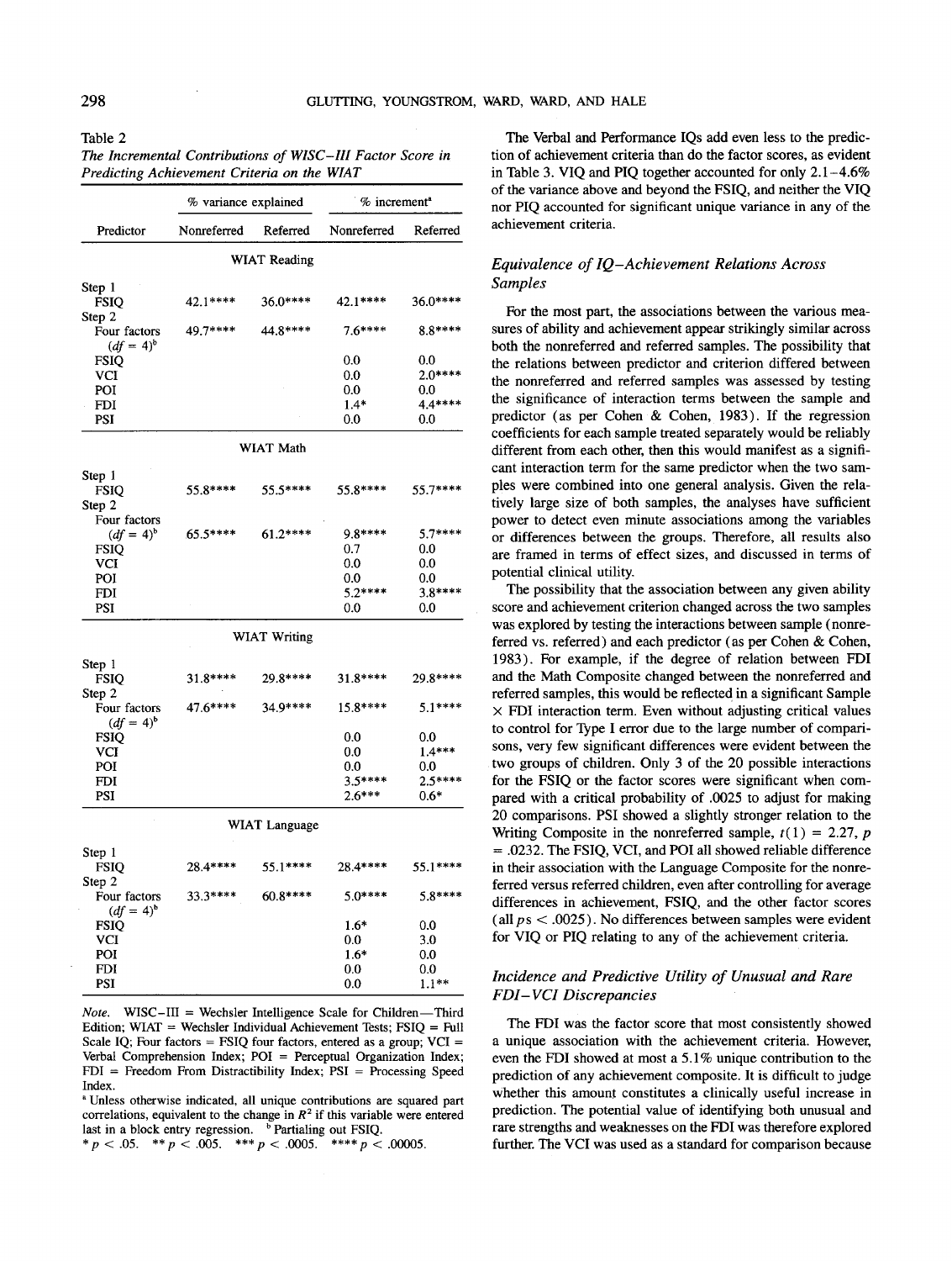Table 2
*The Incremental Contributions of WISC–III Factor Score in Predicting Achievement Criteria on the WIAT*

| | % variance explained | | % increment[a] | |
|---|---|---|---|---|
| Predictor | Nonreferred | Referred | Nonreferred | Referred |
| | WIAT Reading | | | |
| Step 1 | | | | |
| FSIQ | 42.1**** | 36.0**** | 42.1**** | 36.0**** |
| Step 2 | | | | |
| Four factors ($df$ = 4)[b] | 49.7**** | 44.8**** | 7.6**** | 8.8**** |
| FSIQ | | | 0.0 | 0.0 |
| VCI | | | 0.0 | 2.0**** |
| POI | | | 0.0 | 0.0 |
| FDI | | | 1.4* | 4.4**** |
| PSI | | | 0.0 | 0.0 |
| | WIAT Math | | | |
| Step 1 | | | | |
| FSIQ | 55.8**** | 55.5**** | 55.8**** | 55.7**** |
| Step 2 | | | | |
| Four factors ($df$ = 4)[b] | 65.5**** | 61.2**** | 9.8**** | 5.7**** |
| FSIQ | | | 0.7 | 0.0 |
| VCI | | | 0.0 | 0.0 |
| POI | | | 0.0 | 0.0 |
| FDI | | | 5.2**** | 3.8**** |
| PSI | | | 0.0 | 0.0 |
| | WIAT Writing | | | |
| Step 1 | | | | |
| FSIQ | 31.8**** | 29.8**** | 31.8**** | 29.8**** |
| Step 2 | | | | |
| Four factors ($df$ = 4)[b] | 47.6**** | 34.9**** | 15.8**** | 5.1**** |
| FSIQ | | | 0.0 | 0.0 |
| VCI | | | 0.0 | 1.4*** |
| POI | | | 0.0 | 0.0 |
| FDI | | | 3.5**** | 2.5**** |
| PSI | | | 2.6*** | 0.6* |
| | WIAT Language | | | |
| Step 1 | | | | |
| FSIQ | 28.4**** | 55.1**** | 28.4**** | 55.1**** |
| Step 2 | | | | |
| Four factors ($df$ = 4)[b] | 33.3**** | 60.8**** | 5.0**** | 5.8**** |
| FSIQ | | | 1.6* | 0.0 |
| VCI | | | 0.0 | 3.0 |
| POI | | | 1.6* | 0.0 |
| FDI | | | 0.0 | 0.0 |
| PSI | | | 0.0 | 1.1** |

*Note.* WISC–III = Wechsler Intelligence Scale for Children—Third Edition; WIAT = Wechsler Individual Achievement Tests; FSIQ = Full Scale IQ; Four factors = FSIQ four factors, entered as a group; VCI = Verbal Comprehension Index; POI = Perceptual Organization Index; FDI = Freedom From Distractibility Index; PSI = Processing Speed Index.
[a] Unless otherwise indicated, all unique contributions are squared part correlations, equivalent to the change in $R^2$ if this variable were entered last in a block entry regression. [b] Partialing out FSIQ.
* $p < .05$. ** $p < .005$. *** $p < .0005$. **** $p < .00005$.

The Verbal and Performance IQs add even less to the prediction of achievement criteria than do the factor scores, as evident in Table 3. VIQ and PIQ together accounted for only 2.1–4.6% of the variance above and beyond the FSIQ, and neither the VIQ nor PIQ accounted for significant unique variance in any of the achievement criteria.

## *Equivalence of IQ–Achievement Relations Across Samples*

For the most part, the associations between the various measures of ability and achievement appear strikingly similar across both the nonreferred and referred samples. The possibility that the relations between predictor and criterion differed between the nonreferred and referred samples was assessed by testing the significance of interaction terms between the sample and predictor (as per Cohen & Cohen, 1983). If the regression coefficients for each sample treated separately would be reliably different from each other, then this would manifest as a significant interaction term for the same predictor when the two samples were combined into one general analysis. Given the relatively large size of both samples, the analyses have sufficient power to detect even minute associations among the variables or differences between the groups. Therefore, all results also are framed in terms of effect sizes, and discussed in terms of potential clinical utility.

The possibility that the association between any given ability score and achievement criterion changed across the two samples was explored by testing the interactions between sample (nonreferred vs. referred) and each predictor (as per Cohen & Cohen, 1983). For example, if the degree of relation between FDI and the Math Composite changed between the nonreferred and referred samples, this would be reflected in a significant Sample × FDI interaction term. Even without adjusting critical values to control for Type I error due to the large number of comparisons, very few significant differences were evident between the two groups of children. Only 3 of the 20 possible interactions for the FSIQ or the factor scores were significant when compared with a critical probability of .0025 to adjust for making 20 comparisons. PSI showed a slightly stronger relation to the Writing Composite in the nonreferred sample, $t(1) = 2.27$, $p = .0232$. The FSIQ, VCI, and POI all showed reliable difference in their association with the Language Composite for the nonreferred versus referred children, even after controlling for average differences in achievement, FSIQ, and the other factor scores (all $p$s $< .0025$). No differences between samples were evident for VIQ or PIQ relating to any of the achievement criteria.

## *Incidence and Predictive Utility of Unusual and Rare FDI–VCI Discrepancies*

The FDI was the factor score that most consistently showed a unique association with the achievement criteria. However, even the FDI showed at most a 5.1% unique contribution to the prediction of any achievement composite. It is difficult to judge whether this amount constitutes a clinically useful increase in prediction. The potential value of identifying both unusual and rare strengths and weaknesses on the FDI was therefore explored further. The VCI was used as a standard for comparison because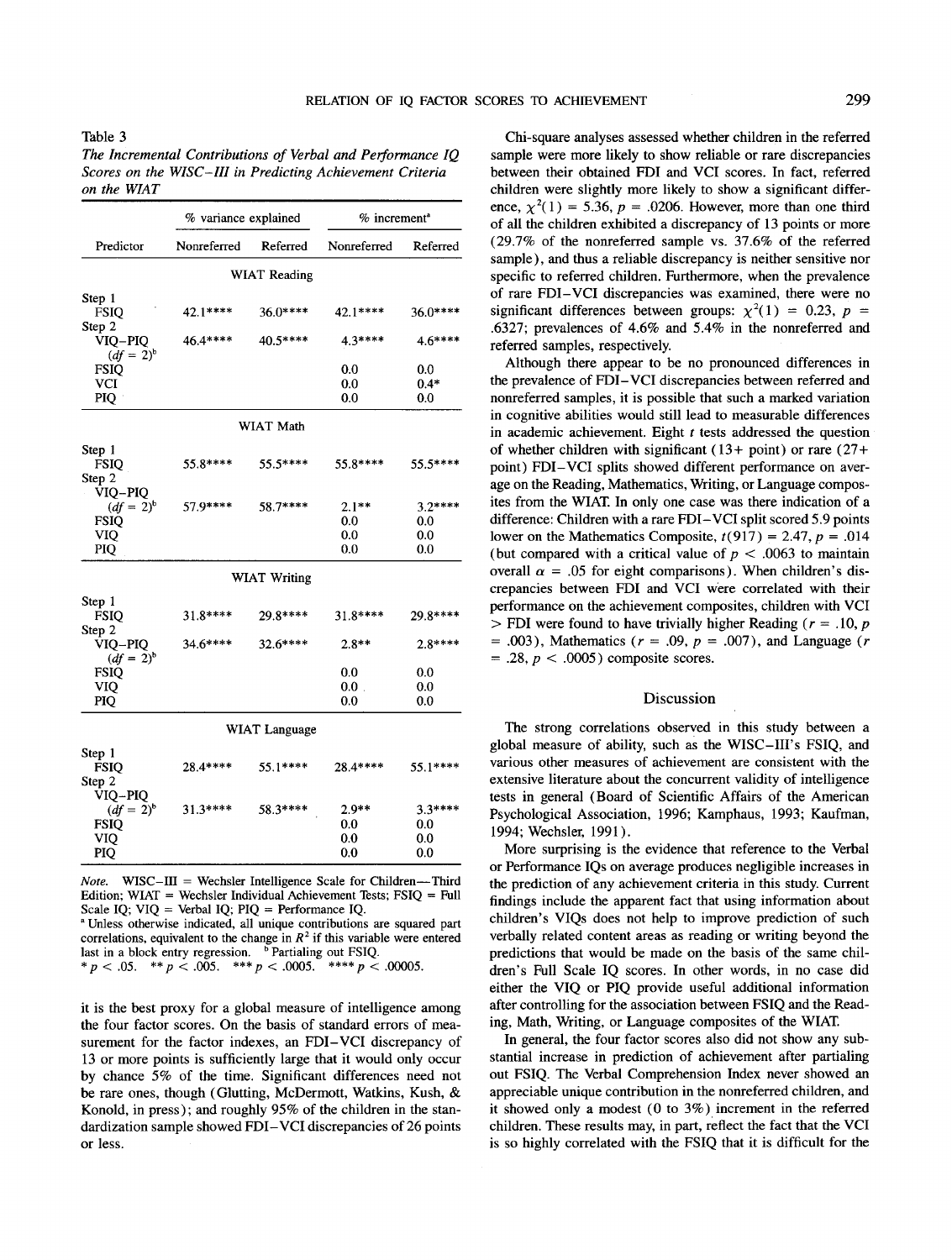Table 3

*The Incremental Contributions of Verbal and Performance IQ Scores on the WISC–III in Predicting Achievement Criteria on the WIAT*

| Predictor | % variance explained | | % increment[a] | |
|---|---|---|---|---|
| | Nonreferred | Referred | Nonreferred | Referred |
| **WIAT Reading** | | | | |
| Step 1 | | | | |
| FSIQ | 42.1**** | 36.0**** | 42.1**** | 36.0**** |
| Step 2 | | | | |
| VIQ–PIQ ($df = 2$)[b] | 46.4**** | 40.5**** | 4.3**** | 4.6**** |
| FSIQ | | | 0.0 | 0.0 |
| VCI | | | 0.0 | 0.4* |
| PIQ | | | 0.0 | 0.0 |
| **WIAT Math** | | | | |
| Step 1 | | | | |
| FSIQ | 55.8**** | 55.5**** | 55.8**** | 55.5**** |
| Step 2 | | | | |
| VIQ–PIQ ($df = 2$)[b] | 57.9**** | 58.7**** | 2.1** | 3.2**** |
| FSIQ | | | 0.0 | 0.0 |
| VIQ | | | 0.0 | 0.0 |
| PIQ | | | 0.0 | 0.0 |
| **WIAT Writing** | | | | |
| Step 1 | | | | |
| FSIQ | 31.8**** | 29.8**** | 31.8**** | 29.8**** |
| Step 2 | | | | |
| VIQ–PIQ ($df = 2$)[b] | 34.6**** | 32.6**** | 2.8** | 2.8**** |
| FSIQ | | | 0.0 | 0.0 |
| VIQ | | | 0.0 | 0.0 |
| PIQ | | | 0.0 | 0.0 |
| **WIAT Language** | | | | |
| Step 1 | | | | |
| FSIQ | 28.4**** | 55.1**** | 28.4**** | 55.1**** |
| Step 2 | | | | |
| VIQ–PIQ ($df = 2$)[b] | 31.3**** | 58.3**** | 2.9** | 3.3**** |
| FSIQ | | | 0.0 | 0.0 |
| VIQ | | | 0.0 | 0.0 |
| PIQ | | | 0.0 | 0.0 |

*Note.* WISC–III = Wechsler Intelligence Scale for Children—Third Edition; WIAT = Wechsler Individual Achievement Tests; FSIQ = Full Scale IQ; VIQ = Verbal IQ; PIQ = Performance IQ.

[a] Unless otherwise indicated, all unique contributions are squared part correlations, equivalent to the change in $R^2$ if this variable were entered last in a block entry regression. [b] Partialing out FSIQ.

* $p < .05$. ** $p < .005$. *** $p < .0005$. **** $p < .00005$.

it is the best proxy for a global measure of intelligence among the four factor scores. On the basis of standard errors of measurement for the factor indexes, an FDI–VCI discrepancy of 13 or more points is sufficiently large that it would only occur by chance 5% of the time. Significant differences need not be rare ones, though (Glutting, McDermott, Watkins, Kush, & Konold, in press); and roughly 95% of the children in the standardization sample showed FDI–VCI discrepancies of 26 points or less.

Chi-square analyses assessed whether children in the referred sample were more likely to show reliable or rare discrepancies between their obtained FDI and VCI scores. In fact, referred children were slightly more likely to show a significant difference, $\chi^2(1) = 5.36$, $p = .0206$. However, more than one third of all the children exhibited a discrepancy of 13 points or more (29.7% of the nonreferred sample vs. 37.6% of the referred sample), and thus a reliable discrepancy is neither sensitive nor specific to referred children. Furthermore, when the prevalence of rare FDI–VCI discrepancies was examined, there were no significant differences between groups: $\chi^2(1) = 0.23$, $p = .6327$; prevalences of 4.6% and 5.4% in the nonreferred and referred samples, respectively.

Although there appear to be no pronounced differences in the prevalence of FDI–VCI discrepancies between referred and nonreferred samples, it is possible that such a marked variation in cognitive abilities would still lead to measurable differences in academic achievement. Eight $t$ tests addressed the question of whether children with significant (13+ point) or rare (27+ point) FDI–VCI splits showed different performance on average on the Reading, Mathematics, Writing, or Language composites from the WIAT. In only one case was there indication of a difference: Children with a rare FDI–VCI split scored 5.9 points lower on the Mathematics Composite, $t(917) = 2.47$, $p = .014$ (but compared with a critical value of $p < .0063$ to maintain overall $\alpha = .05$ for eight comparisons). When children's discrepancies between FDI and VCI were correlated with their performance on the achievement composites, children with VCI > FDI were found to have trivially higher Reading ($r = .10$, $p = .003$), Mathematics ($r = .09$, $p = .007$), and Language ($r = .28$, $p < .0005$) composite scores.

## Discussion

The strong correlations observed in this study between a global measure of ability, such as the WISC–III's FSIQ, and various other measures of achievement are consistent with the extensive literature about the concurrent validity of intelligence tests in general (Board of Scientific Affairs of the American Psychological Association, 1996; Kamphaus, 1993; Kaufman, 1994; Wechsler, 1991).

More surprising is the evidence that reference to the Verbal or Performance IQs on average produces negligible increases in the prediction of any achievement criteria in this study. Current findings include the apparent fact that using information about children's VIQs does not help to improve prediction of such verbally related content areas as reading or writing beyond the predictions that would be made on the basis of the same children's Full Scale IQ scores. In other words, in no case did either the VIQ or PIQ provide useful additional information after controlling for the association between FSIQ and the Reading, Math, Writing, or Language composites of the WIAT.

In general, the four factor scores also did not show any substantial increase in prediction of achievement after partialing out FSIQ. The Verbal Comprehension Index never showed an appreciable unique contribution in the nonreferred children, and it showed only a modest (0 to 3%) increment in the referred children. These results may, in part, reflect the fact that the VCI is so highly correlated with the FSIQ that it is difficult for the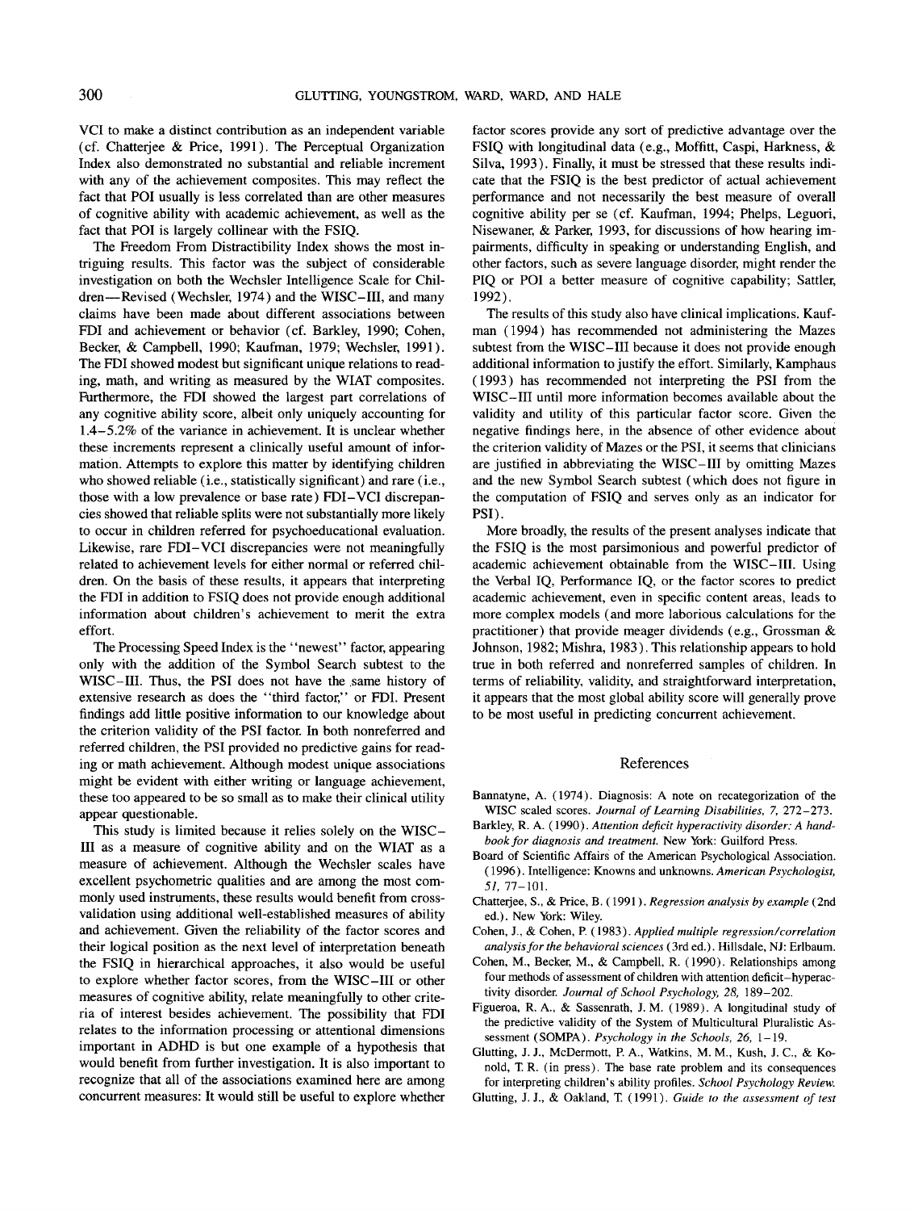VCI to make a distinct contribution as an independent variable (cf. Chatterjee & Price, 1991). The Perceptual Organization Index also demonstrated no substantial and reliable increment with any of the achievement composites. This may reflect the fact that POI usually is less correlated than are other measures of cognitive ability with academic achievement, as well as the fact that POI is largely collinear with the FSIQ.

The Freedom From Distractibility Index shows the most intriguing results. This factor was the subject of considerable investigation on both the Wechsler Intelligence Scale for Children—Revised (Wechsler, 1974) and the WISC–III, and many claims have been made about different associations between FDI and achievement or behavior (cf. Barkley, 1990; Cohen, Becker, & Campbell, 1990; Kaufman, 1979; Wechsler, 1991). The FDI showed modest but significant unique relations to reading, math, and writing as measured by the WIAT composites. Furthermore, the FDI showed the largest part correlations of any cognitive ability score, albeit only uniquely accounting for 1.4–5.2% of the variance in achievement. It is unclear whether these increments represent a clinically useful amount of information. Attempts to explore this matter by identifying children who showed reliable (i.e., statistically significant) and rare (i.e., those with a low prevalence or base rate) FDI–VCI discrepancies showed that reliable splits were not substantially more likely to occur in children referred for psychoeducational evaluation. Likewise, rare FDI–VCI discrepancies were not meaningfully related to achievement levels for either normal or referred children. On the basis of these results, it appears that interpreting the FDI in addition to FSIQ does not provide enough additional information about children's achievement to merit the extra effort.

The Processing Speed Index is the "newest" factor, appearing only with the addition of the Symbol Search subtest to the WISC–III. Thus, the PSI does not have the same history of extensive research as does the "third factor," or FDI. Present findings add little positive information to our knowledge about the criterion validity of the PSI factor. In both nonreferred and referred children, the PSI provided no predictive gains for reading or math achievement. Although modest unique associations might be evident with either writing or language achievement, these too appeared to be so small as to make their clinical utility appear questionable.

This study is limited because it relies solely on the WISC–III as a measure of cognitive ability and on the WIAT as a measure of achievement. Although the Wechsler scales have excellent psychometric qualities and are among the most commonly used instruments, these results would benefit from cross-validation using additional well-established measures of ability and achievement. Given the reliability of the factor scores and their logical position as the next level of interpretation beneath the FSIQ in hierarchical approaches, it also would be useful to explore whether factor scores, from the WISC–III or other measures of cognitive ability, relate meaningfully to other criteria of interest besides achievement. The possibility that FDI relates to the information processing or attentional dimensions important in ADHD is but one example of a hypothesis that would benefit from further investigation. It is also important to recognize that all of the associations examined here are among concurrent measures: It would still be useful to explore whether factor scores provide any sort of predictive advantage over the FSIQ with longitudinal data (e.g., Moffitt, Caspi, Harkness, & Silva, 1993). Finally, it must be stressed that these results indicate that the FSIQ is the best predictor of actual achievement performance and not necessarily the best measure of overall cognitive ability per se (cf. Kaufman, 1994; Phelps, Leguori, Nisewaner, & Parker, 1993, for discussions of how hearing impairments, difficulty in speaking or understanding English, and other factors, such as severe language disorder, might render the PIQ or POI a better measure of cognitive capability; Sattler, 1992).

The results of this study also have clinical implications. Kaufman (1994) has recommended not administering the Mazes subtest from the WISC–III because it does not provide enough additional information to justify the effort. Similarly, Kamphaus (1993) has recommended not interpreting the PSI from the WISC–III until more information becomes available about the validity and utility of this particular factor score. Given the negative findings here, in the absence of other evidence about the criterion validity of Mazes or the PSI, it seems that clinicians are justified in abbreviating the WISC–III by omitting Mazes and the new Symbol Search subtest (which does not figure in the computation of FSIQ and serves only as an indicator for PSI).

More broadly, the results of the present analyses indicate that the FSIQ is the most parsimonious and powerful predictor of academic achievement obtainable from the WISC–III. Using the Verbal IQ, Performance IQ, or the factor scores to predict academic achievement, even in specific content areas, leads to more complex models (and more laborious calculations for the practitioner) that provide meager dividends (e.g., Grossman & Johnson, 1982; Mishra, 1983). This relationship appears to hold true in both referred and nonreferred samples of children. In terms of reliability, validity, and straightforward interpretation, it appears that the most global ability score will generally prove to be most useful in predicting concurrent achievement.

## References

Bannatyne, A. (1974). Diagnosis: A note on recategorization of the WISC scaled scores. *Journal of Learning Disabilities, 7,* 272–273.

Barkley, R. A. (1990). *Attention deficit hyperactivity disorder: A handbook for diagnosis and treatment.* New York: Guilford Press.

Board of Scientific Affairs of the American Psychological Association. (1996). Intelligence: Knowns and unknowns. *American Psychologist, 51,* 77–101.

Chatterjee, S., & Price, B. (1991). *Regression analysis by example* (2nd ed.). New York: Wiley.

Cohen, J., & Cohen, P. (1983). *Applied multiple regression/correlation analysis for the behavioral sciences* (3rd ed.). Hillsdale, NJ: Erlbaum.

Cohen, M., Becker, M., & Campbell, R. (1990). Relationships among four methods of assessment of children with attention deficit–hyperactivity disorder. *Journal of School Psychology, 28,* 189–202.

Figueroa, R. A., & Sassenrath, J. M. (1989). A longitudinal study of the predictive validity of the System of Multicultural Pluralistic Assessment (SOMPA). *Psychology in the Schools, 26,* 1–19.

Glutting, J. J., McDermott, P. A., Watkins, M. M., Kush, J. C., & Konold, T. R. (in press). The base rate problem and its consequences for interpreting children's ability profiles. *School Psychology Review.*

Glutting, J. J., & Oakland, T. (1991). *Guide to the assessment of test*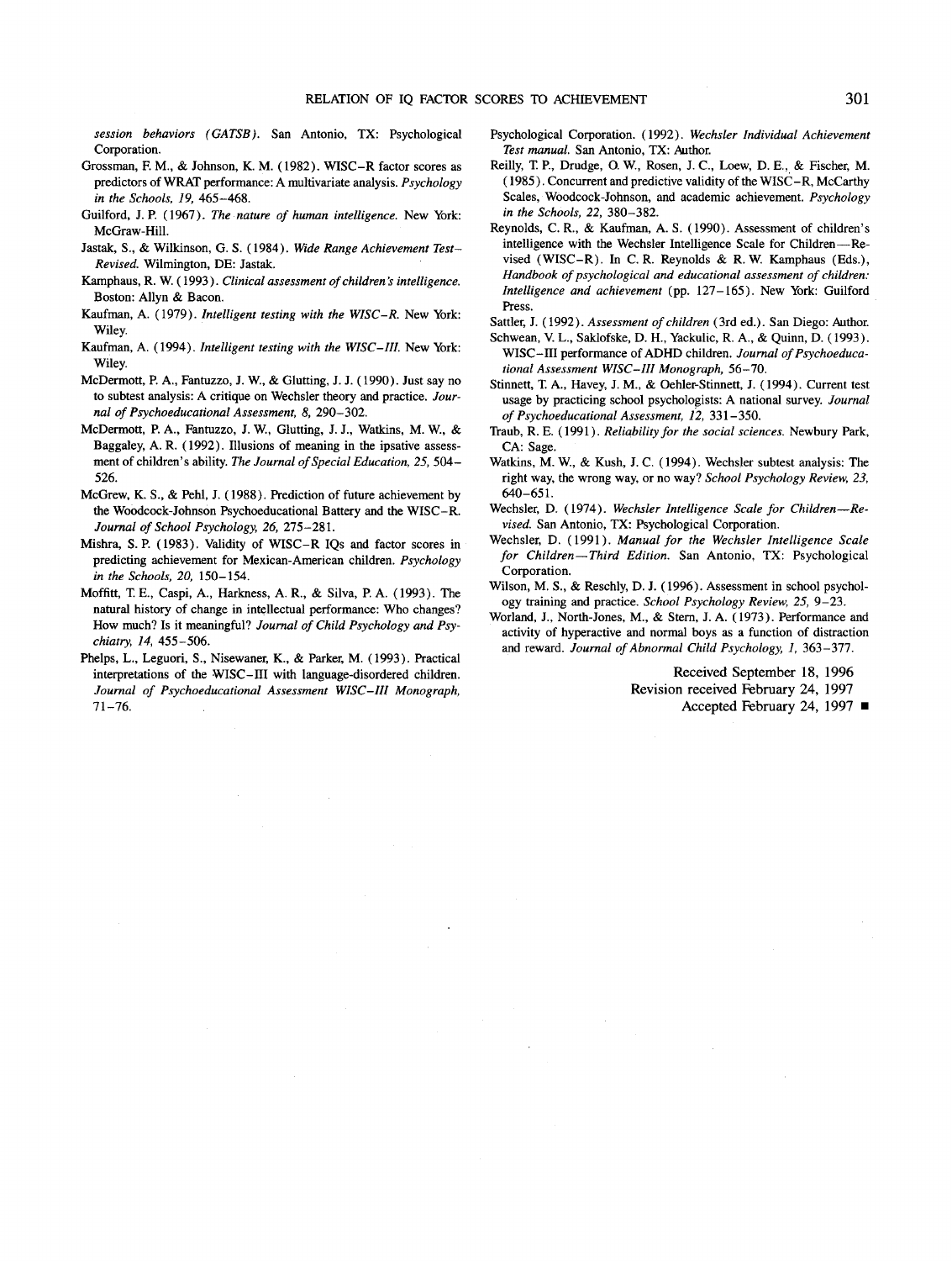*session behaviors (GATSB)*. San Antonio, TX: Psychological Corporation.

Grossman, F. M., & Johnson, K. M. (1982). WISC–R factor scores as predictors of WRAT performance: A multivariate analysis. *Psychology in the Schools, 19,* 465–468.

Guilford, J. P. (1967). *The nature of human intelligence.* New York: McGraw-Hill.

Jastak, S., & Wilkinson, G. S. (1984). *Wide Range Achievement Test–Revised.* Wilmington, DE: Jastak.

Kamphaus, R. W. (1993). *Clinical assessment of children's intelligence.* Boston: Allyn & Bacon.

Kaufman, A. (1979). *Intelligent testing with the WISC–R.* New York: Wiley.

Kaufman, A. (1994). *Intelligent testing with the WISC–III.* New York: Wiley.

McDermott, P. A., Fantuzzo, J. W., & Glutting, J. J. (1990). Just say no to subtest analysis: A critique on Wechsler theory and practice. *Journal of Psychoeducational Assessment, 8,* 290–302.

McDermott, P. A., Fantuzzo, J. W., Glutting, J. J., Watkins, M. W., & Baggaley, A. R. (1992). Illusions of meaning in the ipsative assessment of children's ability. *The Journal of Special Education, 25,* 504–526.

McGrew, K. S., & Pehl, J. (1988). Prediction of future achievement by the Woodcock-Johnson Psychoeducational Battery and the WISC–R. *Journal of School Psychology, 26,* 275–281.

Mishra, S. P. (1983). Validity of WISC–R IQs and factor scores in predicting achievement for Mexican-American children. *Psychology in the Schools, 20,* 150–154.

Moffitt, T. E., Caspi, A., Harkness, A. R., & Silva, P. A. (1993). The natural history of change in intellectual performance: Who changes? How much? Is it meaningful? *Journal of Child Psychology and Psychiatry, 14,* 455–506.

Phelps, L., Leguori, S., Nisewaner, K., & Parker, M. (1993). Practical interpretations of the WISC–III with language-disordered children. *Journal of Psychoeducational Assessment WISC–III Monograph,* 71–76.

Psychological Corporation. (1992). *Wechsler Individual Achievement Test manual.* San Antonio, TX: Author.

Reilly, T. P., Drudge, O. W., Rosen, J. C., Loew, D. E., & Fischer, M. (1985). Concurrent and predictive validity of the WISC–R, McCarthy Scales, Woodcock-Johnson, and academic achievement. *Psychology in the Schools, 22,* 380–382.

Reynolds, C. R., & Kaufman, A. S. (1990). Assessment of children's intelligence with the Wechsler Intelligence Scale for Children—Revised (WISC–R). In C. R. Reynolds & R. W. Kamphaus (Eds.), *Handbook of psychological and educational assessment of children: Intelligence and achievement* (pp. 127–165). New York: Guilford Press.

Sattler, J. (1992). *Assessment of children* (3rd ed.). San Diego: Author.

Schwean, V. L., Saklofske, D. H., Yackulic, R. A., & Quinn, D. (1993). WISC–III performance of ADHD children. *Journal of Psychoeducational Assessment WISC–III Monograph,* 56–70.

Stinnett, T. A., Havey, J. M., & Oehler-Stinnett, J. (1994). Current test usage by practicing school psychologists: A national survey. *Journal of Psychoeducational Assessment, 12,* 331–350.

Traub, R. E. (1991). *Reliability for the social sciences.* Newbury Park, CA: Sage.

Watkins, M. W., & Kush, J. C. (1994). Wechsler subtest analysis: The right way, the wrong way, or no way? *School Psychology Review, 23,* 640–651.

Wechsler, D. (1974). *Wechsler Intelligence Scale for Children—Revised.* San Antonio, TX: Psychological Corporation.

Wechsler, D. (1991). *Manual for the Wechsler Intelligence Scale for Children—Third Edition.* San Antonio, TX: Psychological Corporation.

Wilson, M. S., & Reschly, D. J. (1996). Assessment in school psychology training and practice. *School Psychology Review, 25,* 9–23.

Worland, J., North-Jones, M., & Stern, J. A. (1973). Performance and activity of hyperactive and normal boys as a function of distraction and reward. *Journal of Abnormal Child Psychology, 1,* 363–377.

Received September 18, 1996
Revision received February 24, 1997
Accepted February 24, 1997 ■